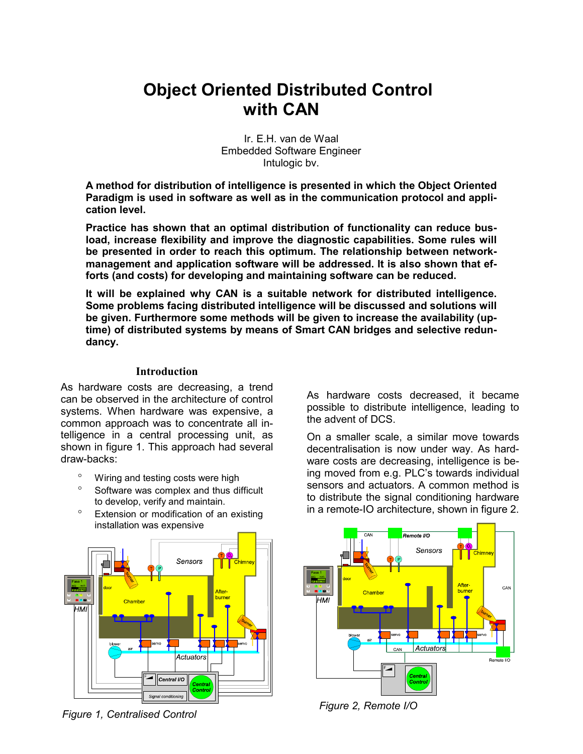# Object Oriented Distributed Control with CAN

Ir. E.H. van de Waal
Embedded Software Engineer
Intulogic bv.

**A method for distribution of intelligence is presented in which the Object Oriented Paradigm is used in software as well as in the communication protocol and application level.**

**Practice has shown that an optimal distribution of functionality can reduce busload, increase flexibility and improve the diagnostic capabilities. Some rules will be presented in order to reach this optimum. The relationship between network-management and application software will be addressed. It is also shown that efforts (and costs) for developing and maintaining software can be reduced.**

**It will be explained why CAN is a suitable network for distributed intelligence. Some problems facing distributed intelligence will be discussed and solutions will be given. Furthermore some methods will be given to increase the availability (uptime) of distributed systems by means of Smart CAN bridges and selective redundancy.**

## Introduction

As hardware costs are decreasing, a trend can be observed in the architecture of control systems. When hardware was expensive, a common approach was to concentrate all intelligence in a central processing unit, as shown in figure 1. This approach had several draw-backs:

- Wiring and testing costs were high
- Software was complex and thus difficult to develop, verify and maintain.
- Extension or modification of an existing installation was expensive

*Figure 1, Centralised Control*

As hardware costs decreased, it became possible to distribute intelligence, leading to the advent of DCS.

On a smaller scale, a similar move towards decentralisation is now under way. As hardware costs are decreasing, intelligence is being moved from e.g. PLC's towards individual sensors and actuators. A common method is to distribute the signal conditioning hardware in a remote-IO architecture, shown in figure 2.

*Figure 2, Remote I/O*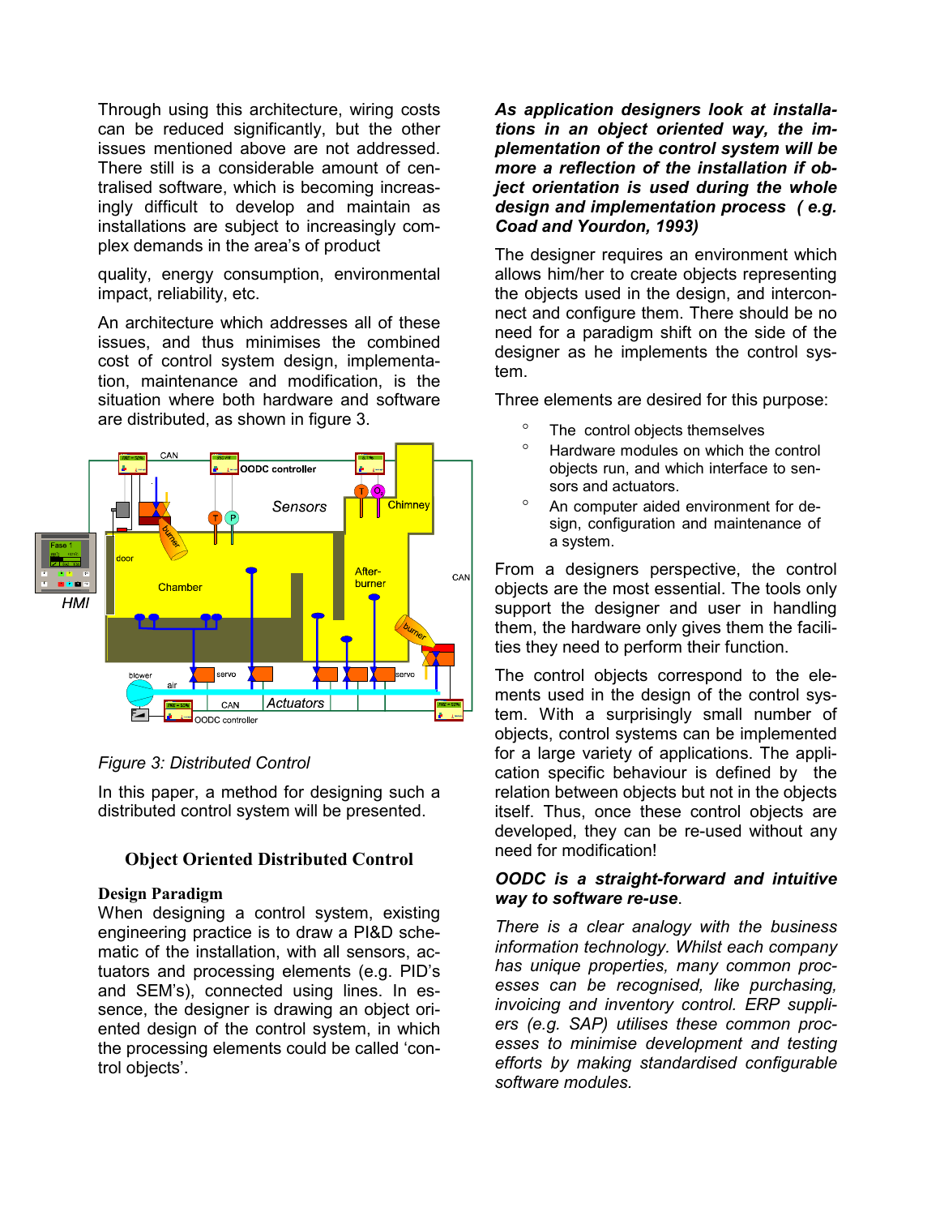Through using this architecture, wiring costs can be reduced significantly, but the other issues mentioned above are not addressed. There still is a considerable amount of centralised software, which is becoming increasingly difficult to develop and maintain as installations are subject to increasingly complex demands in the area's of product quality, energy consumption, environmental impact, reliability, etc.

An architecture which addresses all of these issues, and thus minimises the combined cost of control system design, implementation, maintenance and modification, is the situation where both hardware and software are distributed, as shown in figure 3.

*Figure 3: Distributed Control*

In this paper, a method for designing such a distributed control system will be presented.

## Object Oriented Distributed Control

### Design Paradigm

When designing a control system, existing engineering practice is to draw a PI&D schematic of the installation, with all sensors, actuators and processing elements (e.g. PID's and SEM's), connected using lines. In essence, the designer is drawing an object oriented design of the control system, in which the processing elements could be called 'control objects'.

***As application designers look at installations in an object oriented way, the implementation of the control system will be more a reflection of the installation if object orientation is used during the whole design and implementation process ( e.g. Coad and Yourdon, 1993)***

The designer requires an environment which allows him/her to create objects representing the objects used in the design, and interconnect and configure them. There should be no need for a paradigm shift on the side of the designer as he implements the control system.

Three elements are desired for this purpose:

- The control objects themselves
- Hardware modules on which the control objects run, and which interface to sensors and actuators.
- An computer aided environment for design, configuration and maintenance of a system.

From a designers perspective, the control objects are the most essential. The tools only support the designer and user in handling them, the hardware only gives them the facilities they need to perform their function.

The control objects correspond to the elements used in the design of the control system. With a surprisingly small number of objects, control systems can be implemented for a large variety of applications. The application specific behaviour is defined by the relation between objects but not in the objects itself. Thus, once these control objects are developed, they can be re-used without any need for modification!

***OODC is a straight-forward and intuitive way to software re-use***.

*There is a clear analogy with the business information technology. Whilst each company has unique properties, many common processes can be recognised, like purchasing, invoicing and inventory control. ERP suppliers (e.g. SAP) utilises these common processes to minimise development and testing efforts by making standardised configurable software modules.*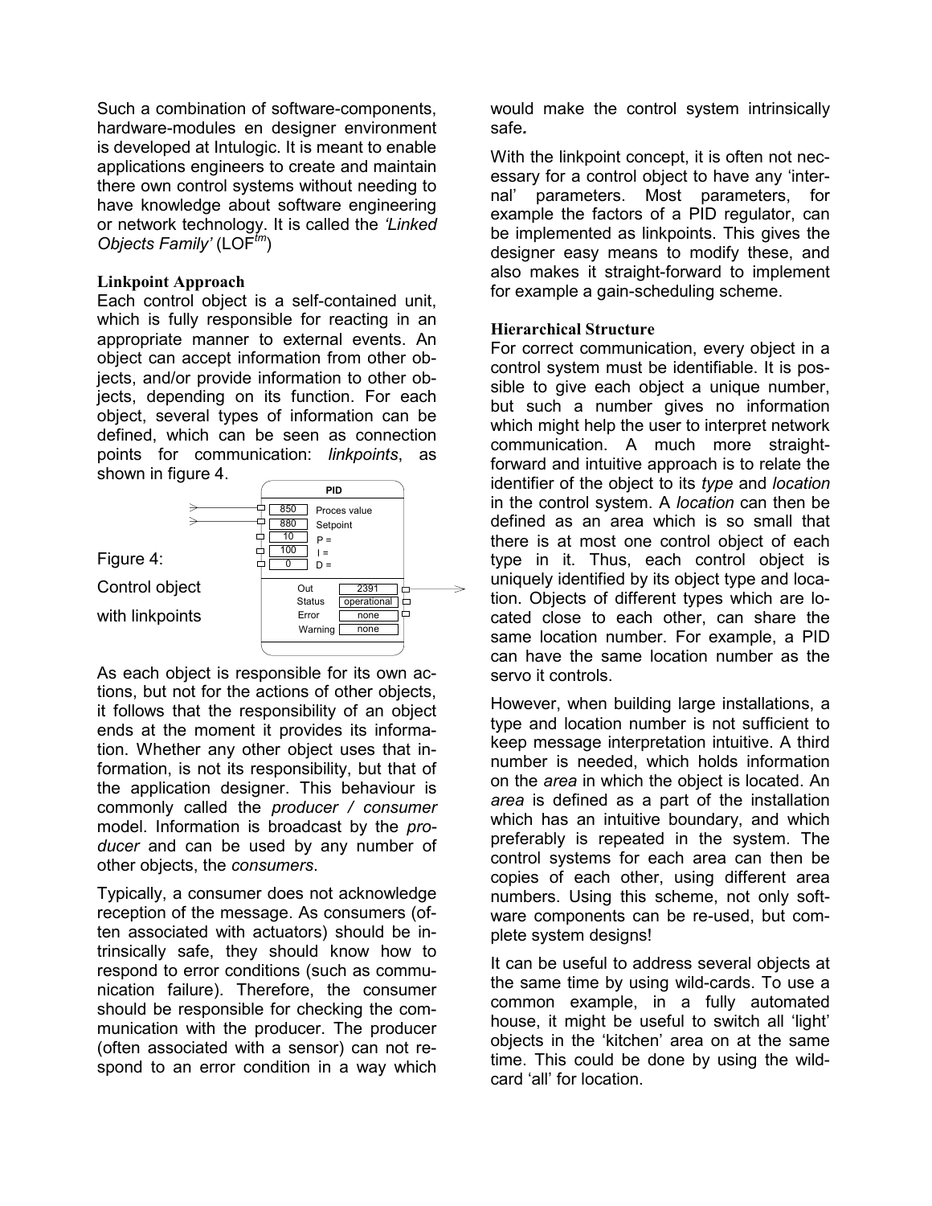Such a combination of software-components, hardware-modules en designer environment is developed at Intulogic. It is meant to enable applications engineers to create and maintain there own control systems without needing to have knowledge about software engineering or network technology. It is called the *'Linked Objects Family'* (LOF[tm])

### Linkpoint Approach

Each control object is a self-contained unit, which is fully responsible for reacting in an appropriate manner to external events. An object can accept information from other objects, and/or provide information to other objects, depending on its function. For each object, several types of information can be defined, which can be seen as connection points for communication: *linkpoints*, as shown in figure 4.

Figure 4: Control object with linkpoints

As each object is responsible for its own actions, but not for the actions of other objects, it follows that the responsibility of an object ends at the moment it provides its information. Whether any other object uses that information, is not its responsibility, but that of the application designer. This behaviour is commonly called the *producer / consumer* model. Information is broadcast by the *producer* and can be used by any number of other objects, the *consumers*.

Typically, a consumer does not acknowledge reception of the message. As consumers (often associated with actuators) should be intrinsically safe, they should know how to respond to error conditions (such as communication failure). Therefore, the consumer should be responsible for checking the communication with the producer. The producer (often associated with a sensor) can not respond to an error condition in a way which would make the control system intrinsically safe*.*

With the linkpoint concept, it is often not necessary for a control object to have any 'internal' parameters. Most parameters, for example the factors of a PID regulator, can be implemented as linkpoints. This gives the designer easy means to modify these, and also makes it straight-forward to implement for example a gain-scheduling scheme.

### Hierarchical Structure

For correct communication, every object in a control system must be identifiable. It is possible to give each object a unique number, but such a number gives no information which might help the user to interpret network communication. A much more straight-forward and intuitive approach is to relate the identifier of the object to its *type* and *location* in the control system. A *location* can then be defined as an area which is so small that there is at most one control object of each type in it. Thus, each control object is uniquely identified by its object type and location. Objects of different types which are located close to each other, can share the same location number. For example, a PID can have the same location number as the servo it controls.

However, when building large installations, a type and location number is not sufficient to keep message interpretation intuitive. A third number is needed, which holds information on the *area* in which the object is located. An *area* is defined as a part of the installation which has an intuitive boundary, and which preferably is repeated in the system. The control systems for each area can then be copies of each other, using different area numbers. Using this scheme, not only software components can be re-used, but complete system designs!

It can be useful to address several objects at the same time by using wild-cards. To use a common example, in a fully automated house, it might be useful to switch all 'light' objects in the 'kitchen' area on at the same time. This could be done by using the wild-card 'all' for location.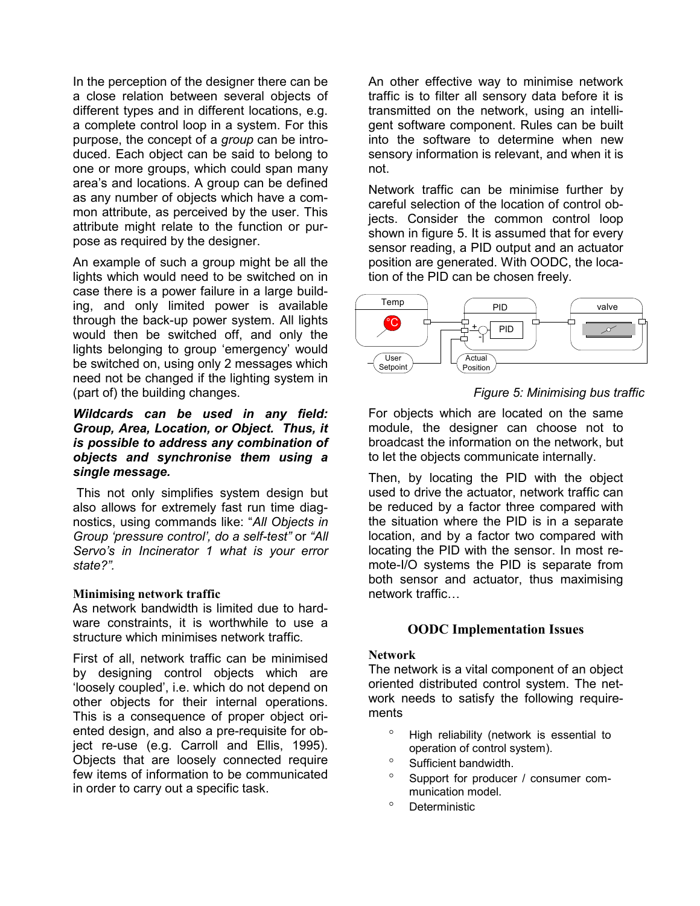In the perception of the designer there can be a close relation between several objects of different types and in different locations, e.g. a complete control loop in a system. For this purpose, the concept of a *group* can be introduced. Each object can be said to belong to one or more groups, which could span many area's and locations. A group can be defined as any number of objects which have a common attribute, as perceived by the user. This attribute might relate to the function or purpose as required by the designer.

An example of such a group might be all the lights which would need to be switched on in case there is a power failure in a large building, and only limited power is available through the back-up power system. All lights would then be switched off, and only the lights belonging to group 'emergency' would be switched on, using only 2 messages which need not be changed if the lighting system in (part of) the building changes.

***Wildcards can be used in any field: Group, Area, Location, or Object. Thus, it is possible to address any combination of objects and synchronise them using a single message.***

This not only simplifies system design but also allows for extremely fast run time diagnostics, using commands like: "*All Objects in Group 'pressure control', do a self-test"* or *"All Servo's in Incinerator 1 what is your error state?".*

### Minimising network traffic

As network bandwidth is limited due to hardware constraints, it is worthwhile to use a structure which minimises network traffic.

First of all, network traffic can be minimised by designing control objects which are 'loosely coupled', i.e. which do not depend on other objects for their internal operations. This is a consequence of proper object oriented design, and also a pre-requisite for object re-use (e.g. Carroll and Ellis, 1995). Objects that are loosely connected require few items of information to be communicated in order to carry out a specific task.

An other effective way to minimise network traffic is to filter all sensory data before it is transmitted on the network, using an intelligent software component. Rules can be built into the software to determine when new sensory information is relevant, and when it is not.

Network traffic can be minimise further by careful selection of the location of control objects. Consider the common control loop shown in figure 5. It is assumed that for every sensor reading, a PID output and an actuator position are generated. With OODC, the location of the PID can be chosen freely.

*Figure 5: Minimising bus traffic*

For objects which are located on the same module, the designer can choose not to broadcast the information on the network, but to let the objects communicate internally.

Then, by locating the PID with the object used to drive the actuator, network traffic can be reduced by a factor three compared with the situation where the PID is in a separate location, and by a factor two compared with locating the PID with the sensor. In most remote-I/O systems the PID is separate from both sensor and actuator, thus maximising network traffic…

## OODC Implementation Issues

### Network

The network is a vital component of an object oriented distributed control system. The network needs to satisfy the following requirements

- High reliability (network is essential to operation of control system).
- Sufficient bandwidth.
- Support for producer / consumer communication model.
- Deterministic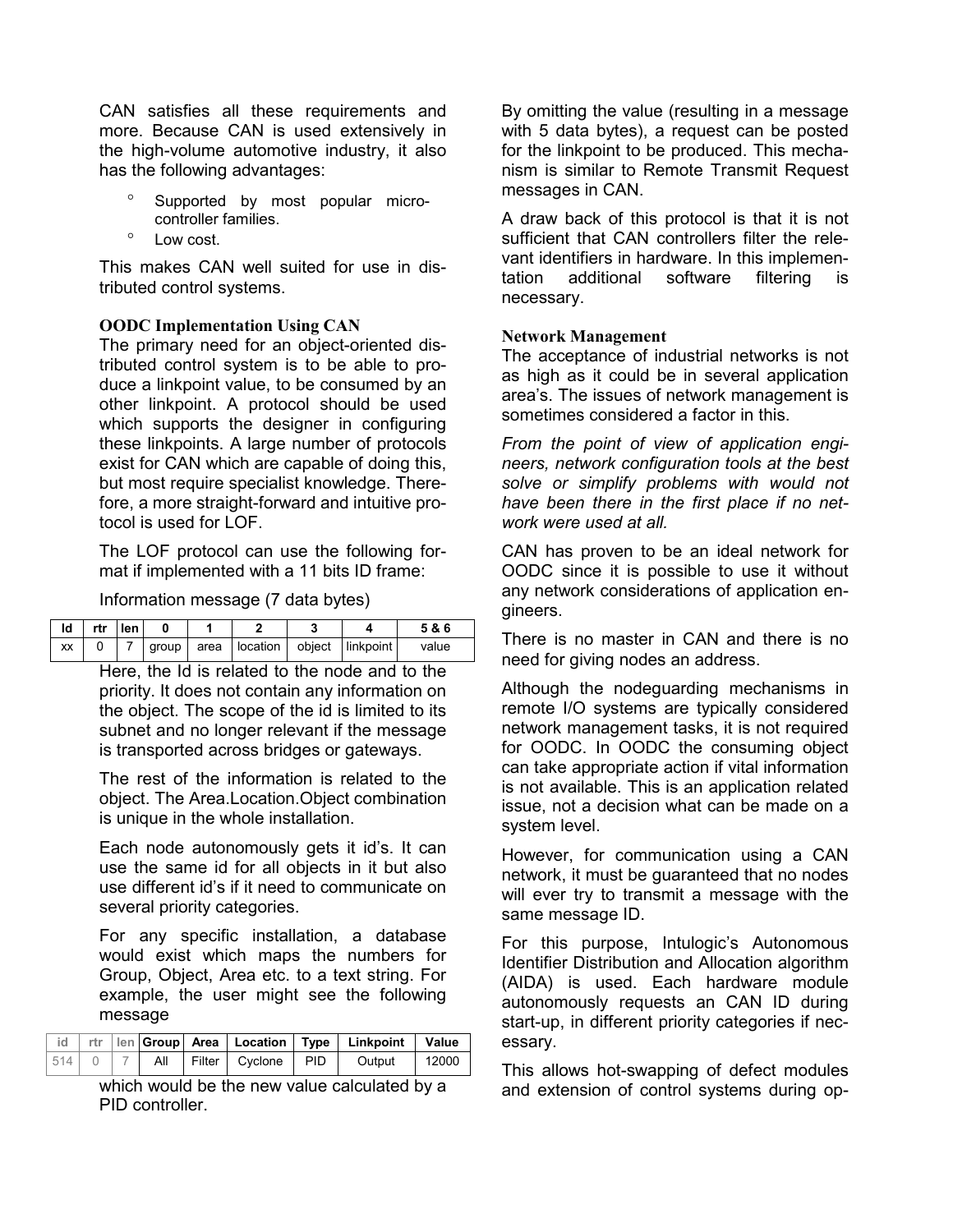CAN satisfies all these requirements and more. Because CAN is used extensively in the high-volume automotive industry, it also has the following advantages:

- Supported by most popular micro-controller families.
- Low cost.

This makes CAN well suited for use in distributed control systems.

### OODC Implementation Using CAN

The primary need for an object-oriented distributed control system is to be able to produce a linkpoint value, to be consumed by an other linkpoint. A protocol should be used which supports the designer in configuring these linkpoints. A large number of protocols exist for CAN which are capable of doing this, but most require specialist knowledge. Therefore, a more straight-forward and intuitive protocol is used for LOF.

The LOF protocol can use the following format if implemented with a 11 bits ID frame:

Information message (7 data bytes)

| Id | rtr | len | 0 | 1 | 2 | 3 | 4 | 5 & 6 |
|---|---|---|---|---|---|---|---|---|
| xx | 0 | 7 | group | area | location | object | linkpoint | value |

Here, the Id is related to the node and to the priority. It does not contain any information on the object. The scope of the id is limited to its subnet and no longer relevant if the message is transported across bridges or gateways.

The rest of the information is related to the object. The Area.Location.Object combination is unique in the whole installation.

Each node autonomously gets it id's. It can use the same id for all objects in it but also use different id's if it need to communicate on several priority categories.

For any specific installation, a database would exist which maps the numbers for Group, Object, Area etc. to a text string. For example, the user might see the following message

| id | rtr | len | Group | Area | Location | Type | Linkpoint | Value |
|---|---|---|---|---|---|---|---|---|
| 514 | 0 | 7 | All | Filter | Cyclone | PID | Output | 12000 |

which would be the new value calculated by a PID controller.

By omitting the value (resulting in a message with 5 data bytes), a request can be posted for the linkpoint to be produced. This mechanism is similar to Remote Transmit Request messages in CAN.

A draw back of this protocol is that it is not sufficient that CAN controllers filter the relevant identifiers in hardware. In this implementation additional software filtering is necessary.

### Network Management

The acceptance of industrial networks is not as high as it could be in several application area's. The issues of network management is sometimes considered a factor in this.

*From the point of view of application engineers, network configuration tools at the best solve or simplify problems with would not have been there in the first place if no network were used at all.*

CAN has proven to be an ideal network for OODC since it is possible to use it without any network considerations of application engineers.

There is no master in CAN and there is no need for giving nodes an address.

Although the nodeguarding mechanisms in remote I/O systems are typically considered network management tasks, it is not required for OODC. In OODC the consuming object can take appropriate action if vital information is not available. This is an application related issue, not a decision what can be made on a system level.

However, for communication using a CAN network, it must be guaranteed that no nodes will ever try to transmit a message with the same message ID.

For this purpose, Intulogic's Autonomous Identifier Distribution and Allocation algorithm (AIDA) is used. Each hardware module autonomously requests an CAN ID during start-up, in different priority categories if necessary.

This allows hot-swapping of defect modules and extension of control systems during op-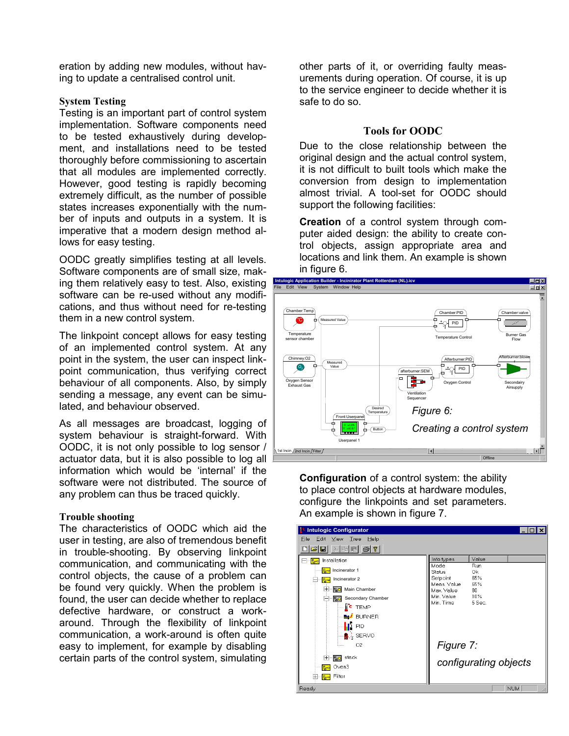eration by adding new modules, without having to update a centralised control unit.

### System Testing

Testing is an important part of control system implementation. Software components need to be tested exhaustively during development, and installations need to be tested thoroughly before commissioning to ascertain that all modules are implemented correctly. However, good testing is rapidly becoming extremely difficult, as the number of possible states increases exponentially with the number of inputs and outputs in a system. It is imperative that a modern design method allows for easy testing.

OODC greatly simplifies testing at all levels. Software components are of small size, making them relatively easy to test. Also, existing software can be re-used without any modifications, and thus without need for re-testing them in a new control system.

The linkpoint concept allows for easy testing of an implemented control system. At any point in the system, the user can inspect linkpoint communication, thus verifying correct behaviour of all components. Also, by simply sending a message, any event can be simulated, and behaviour observed.

As all messages are broadcast, logging of system behaviour is straight-forward. With OODC, it is not only possible to log sensor / actuator data, but it is also possible to log all information which would be 'internal' if the software were not distributed. The source of any problem can thus be traced quickly.

### Trouble shooting

The characteristics of OODC which aid the user in testing, are also of tremendous benefit in trouble-shooting. By observing linkpoint communication, and communicating with the control objects, the cause of a problem can be found very quickly. When the problem is found, the user can decide whether to replace defective hardware, or construct a work-around. Through the flexibility of linkpoint communication, a work-around is often quite easy to implement, for example by disabling certain parts of the control system, simulating other parts of it, or overriding faulty measurements during operation. Of course, it is up to the service engineer to decide whether it is safe to do so.

## Tools for OODC

Due to the close relationship between the original design and the actual control system, it is not difficult to built tools which make the conversion from design to implementation almost trivial. A tool-set for OODC should support the following facilities:

**Creation** of a control system through computer aided design: the ability to create control objects, assign appropriate area and locations and link them. An example is shown in figure 6.

*Figure 6: Creating a control system*

**Configuration** of a control system: the ability to place control objects at hardware modules, configure the linkpoints and set parameters. An example is shown in figure 7.

*Figure 7: configurating objects*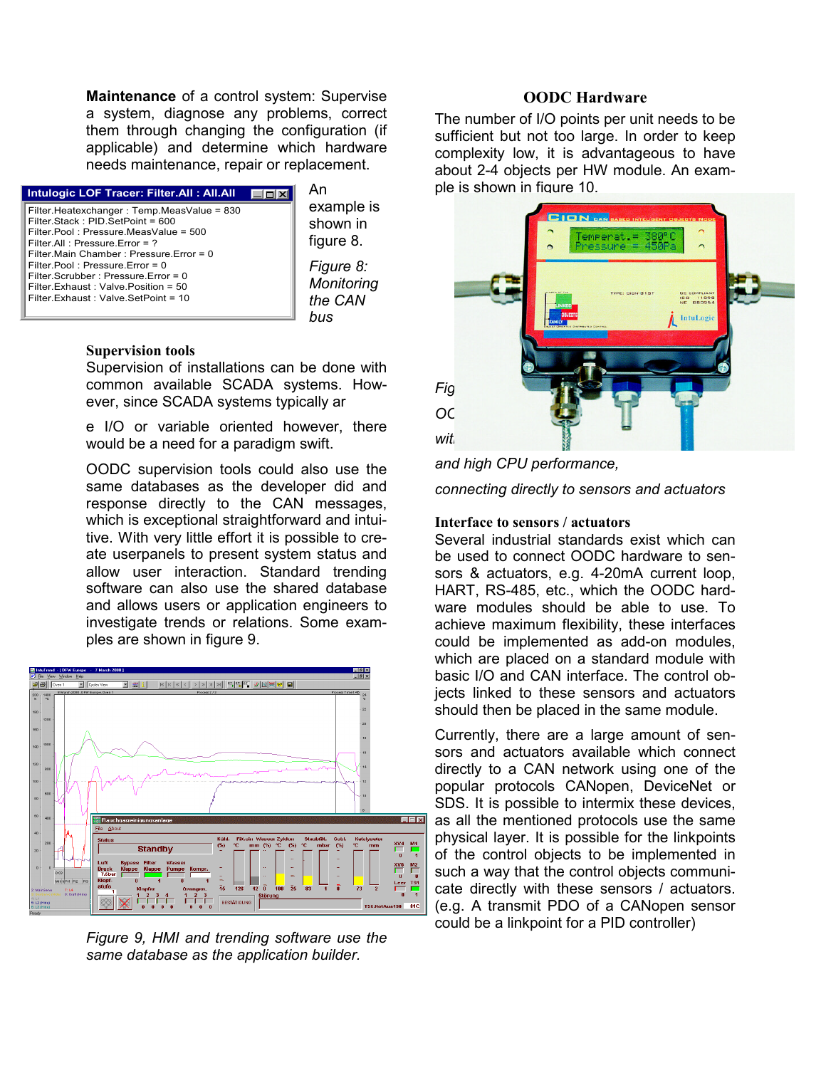**Maintenance** of a control system: Supervise a system, diagnose any problems, correct them through changing the configuration (if applicable) and determine which hardware needs maintenance, repair or replacement.

```
Intulogic LOF Tracer: Filter.All : All.All
Filter.Heatexchanger : Temp.MeasValue = 830
Filter.Stack : PID.SetPoint = 600
Filter.Pool : Pressure.MeasValue = 500
Filter.All : Pressure.Error = ?
Filter.Main Chamber : Pressure.Error = 0
Filter.Pool : Pressure.Error = 0
Filter.Scrubber : Pressure.Error = 0
Filter.Exhaust : Valve.Position = 50
Filter.Exhaust : Valve.SetPoint = 10
```

An example is shown in figure 8.

*Figure 8: Monitoring the CAN bus*

### Supervision tools

Supervision of installations can be done with common available SCADA systems. However, since SCADA systems typically ar

e I/O or variable oriented however, there would be a need for a paradigm swift.

OODC supervision tools could also use the same databases as the developer did and response directly to the CAN messages, which is exceptional straightforward and intuitive. With very little effort it is possible to create userpanels to present system status and allow user interaction. Standard trending software can also use the shared database and allows users or application engineers to investigate trends or relations. Some examples are shown in figure 9.

*Figure 9, HMI and trending software use the same database as the application builder.*

### OODC Hardware

The number of I/O points per unit needs to be sufficient but not too large. In order to keep complexity low, it is advantageous to have about 2-4 objects per HW module. An example is shown in figure 10.

*Fig OC wit and high CPU performance, connecting directly to sensors and actuators*

### Interface to sensors / actuators

Several industrial standards exist which can be used to connect OODC hardware to sensors & actuators, e.g. 4-20mA current loop, HART, RS-485, etc., which the OODC hardware modules should be able to use. To achieve maximum flexibility, these interfaces could be implemented as add-on modules, which are placed on a standard module with basic I/O and CAN interface. The control objects linked to these sensors and actuators should then be placed in the same module.

Currently, there are a large amount of sensors and actuators available which connect directly to a CAN network using one of the popular protocols CANopen, DeviceNet or SDS. It is possible to intermix these devices, as all the mentioned protocols use the same physical layer. It is possible for the linkpoints of the control objects to be implemented in such a way that the control objects communicate directly with these sensors / actuators. (e.g. A transmit PDO of a CANopen sensor could be a linkpoint for a PID controller)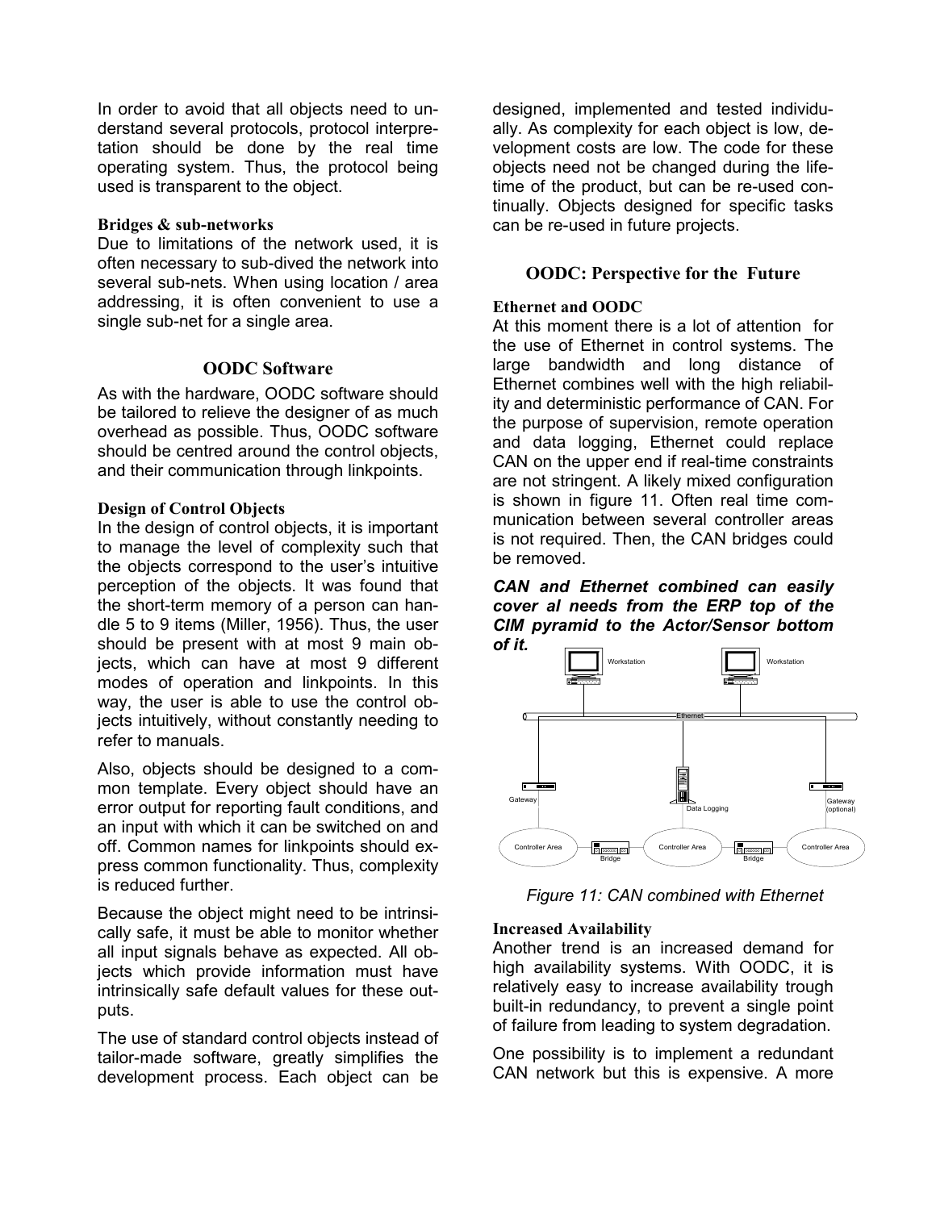In order to avoid that all objects need to understand several protocols, protocol interpretation should be done by the real time operating system. Thus, the protocol being used is transparent to the object.

### Bridges & sub-networks

Due to limitations of the network used, it is often necessary to sub-dived the network into several sub-nets. When using location / area addressing, it is often convenient to use a single sub-net for a single area.

## OODC Software

As with the hardware, OODC software should be tailored to relieve the designer of as much overhead as possible. Thus, OODC software should be centred around the control objects, and their communication through linkpoints.

### Design of Control Objects

In the design of control objects, it is important to manage the level of complexity such that the objects correspond to the user's intuitive perception of the objects. It was found that the short-term memory of a person can handle 5 to 9 items (Miller, 1956). Thus, the user should be present with at most 9 main objects, which can have at most 9 different modes of operation and linkpoints. In this way, the user is able to use the control objects intuitively, without constantly needing to refer to manuals.

Also, objects should be designed to a common template. Every object should have an error output for reporting fault conditions, and an input with which it can be switched on and off. Common names for linkpoints should express common functionality. Thus, complexity is reduced further.

Because the object might need to be intrinsically safe, it must be able to monitor whether all input signals behave as expected. All objects which provide information must have intrinsically safe default values for these outputs.

The use of standard control objects instead of tailor-made software, greatly simplifies the development process. Each object can be designed, implemented and tested individually. As complexity for each object is low, development costs are low. The code for these objects need not be changed during the lifetime of the product, but can be re-used continually. Objects designed for specific tasks can be re-used in future projects.

## OODC: Perspective for the Future

### Ethernet and OODC

At this moment there is a lot of attention for the use of Ethernet in control systems. The large bandwidth and long distance of Ethernet combines well with the high reliability and deterministic performance of CAN. For the purpose of supervision, remote operation and data logging, Ethernet could replace CAN on the upper end if real-time constraints are not stringent. A likely mixed configuration is shown in figure 11. Often real time communication between several controller areas is not required. Then, the CAN bridges could be removed.

***CAN and Ethernet combined can easily cover al needs from the ERP top of the CIM pyramid to the Actor/Sensor bottom of it.***

*Figure 11: CAN combined with Ethernet*

### Increased Availability

Another trend is an increased demand for high availability systems. With OODC, it is relatively easy to increase availability trough built-in redundancy, to prevent a single point of failure from leading to system degradation.

One possibility is to implement a redundant CAN network but this is expensive. A more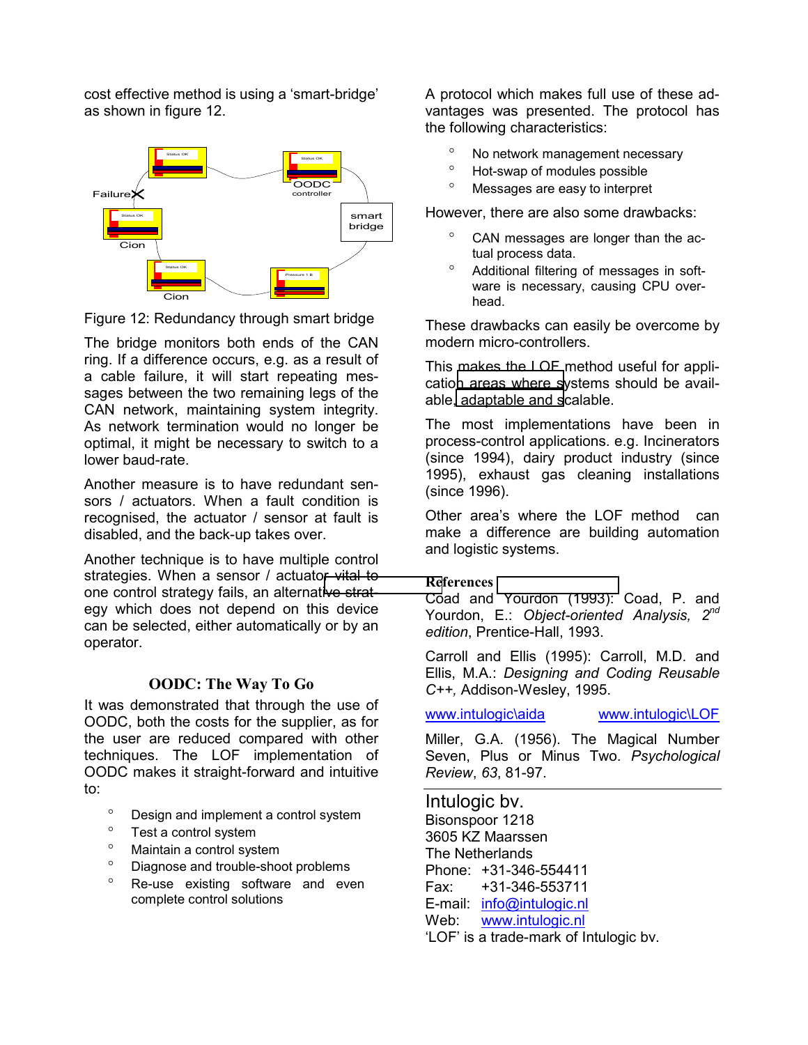cost effective method is using a 'smart-bridge' as shown in figure 12.

Failure
Status OK
Status OK
OODC
controller
smart
bridge
Status OK
Cion
Status OK
Cion
Pressure 1 B

Figure 12: Redundancy through smart bridge

The bridge monitors both ends of the CAN ring. If a difference occurs, e.g. as a result of a cable failure, it will start repeating messages between the two remaining legs of the CAN network, maintaining system integrity. As network termination would no longer be optimal, it might be necessary to switch to a lower baud-rate.

Another measure is to have redundant sensors / actuators. When a fault condition is recognised, the actuator / sensor at fault is disabled, and the back-up takes over.

Another technique is to have multiple control strategies. When a sensor / actuator vital to one control strategy fails, an alternative strategy which does not depend on this device can be selected, either automatically or by an operator.

## OODC: The Way To Go

It was demonstrated that through the use of OODC, both the costs for the supplier, as for the user are reduced compared with other techniques. The LOF implementation of OODC makes it straight-forward and intuitive to:

- Design and implement a control system
- Test a control system
- Maintain a control system
- Diagnose and trouble-shoot problems
- Re-use existing software and even complete control solutions

A protocol which makes full use of these advantages was presented. The protocol has the following characteristics:

- No network management necessary
- Hot-swap of modules possible
- Messages are easy to interpret

However, there are also some drawbacks:

- CAN messages are longer than the actual process data.
- Additional filtering of messages in software is necessary, causing CPU overhead.

These drawbacks can easily be overcome by modern micro-controllers.

This makes the LOF method useful for application areas where systems should be available, adaptable and scalable.

The most implementations have been in process-control applications. e.g. Incinerators (since 1994), dairy product industry (since 1995), exhaust gas cleaning installations (since 1996).

Other area's where the LOF method can make a difference are building automation and logistic systems.

## References

Coad and Yourdon (1993): Coad, P. and Yourdon, E.: *Object-oriented Analysis, 2nd edition*, Prentice-Hall, 1993.

Carroll and Ellis (1995): Carroll, M.D. and Ellis, M.A.: *Designing and Coding Reusable C++,* Addison-Wesley, 1995.

www.intulogic\aida www.intulogic\LOF

Miller, G.A. (1956). The Magical Number Seven, Plus or Minus Two. *Psychological Review*, *63*, 81-97.

Intulogic bv.
Bisonspoor 1218
3605 KZ Maarssen
The Netherlands
Phone: +31-346-554411
Fax: +31-346-553711
E-mail: info@intulogic.nl
Web: www.intulogic.nl
'LOF' is a trade-mark of Intulogic bv.